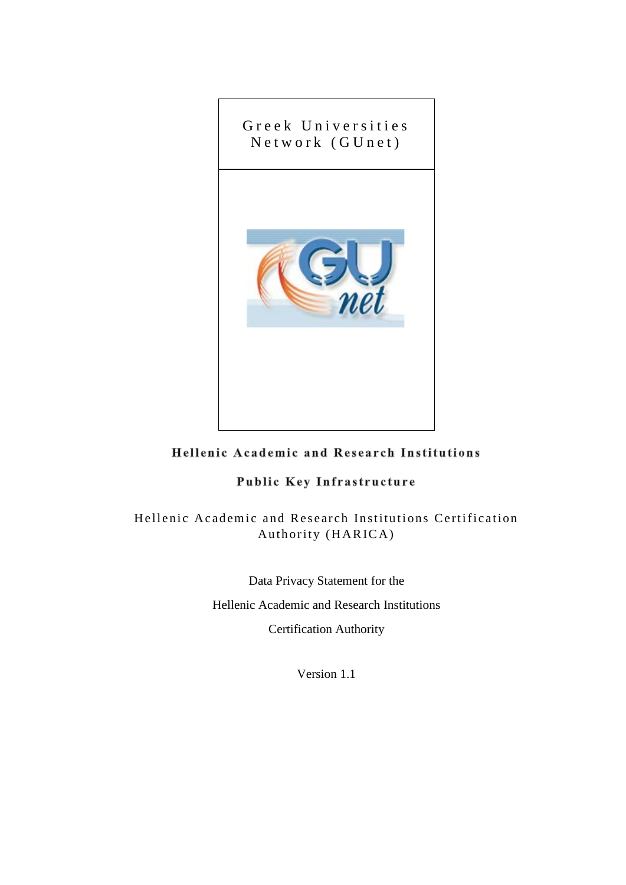Greek Universities Network (GUnet)

**Hellenic Academic and Research Institutions**

**Public Key Infrastructure**

Hellenic Academic and Research Institutions Certification Authority (HARICA)

Data Privacy Statement for the

Hellenic Academic and Research Institutions

Certification Authority

Version 1.1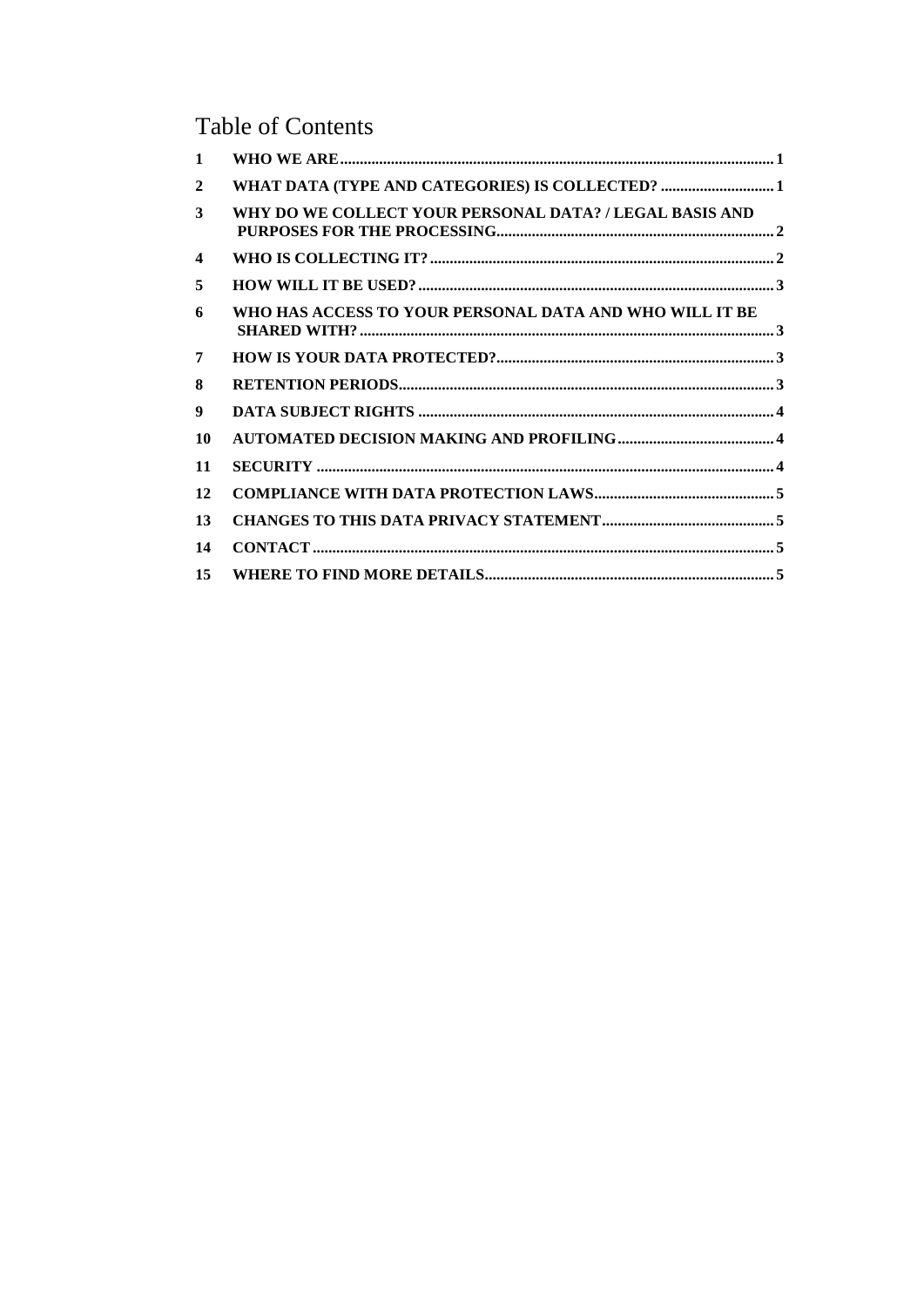# Table of Contents

| | | |
|---|---|---|
| 1 | WHO WE ARE | 1 |
| 2 | WHAT DATA (TYPE AND CATEGORIES) IS COLLECTED? | 1 |
| 3 | WHY DO WE COLLECT YOUR PERSONAL DATA? / LEGAL BASIS AND PURPOSES FOR THE PROCESSING | 2 |
| 4 | WHO IS COLLECTING IT? | 2 |
| 5 | HOW WILL IT BE USED? | 3 |
| 6 | WHO HAS ACCESS TO YOUR PERSONAL DATA AND WHO WILL IT BE SHARED WITH? | 3 |
| 7 | HOW IS YOUR DATA PROTECTED? | 3 |
| 8 | RETENTION PERIODS | 3 |
| 9 | DATA SUBJECT RIGHTS | 4 |
| 10 | AUTOMATED DECISION MAKING AND PROFILING | 4 |
| 11 | SECURITY | 4 |
| 12 | COMPLIANCE WITH DATA PROTECTION LAWS | 5 |
| 13 | CHANGES TO THIS DATA PRIVACY STATEMENT | 5 |
| 14 | CONTACT | 5 |
| 15 | WHERE TO FIND MORE DETAILS | 5 |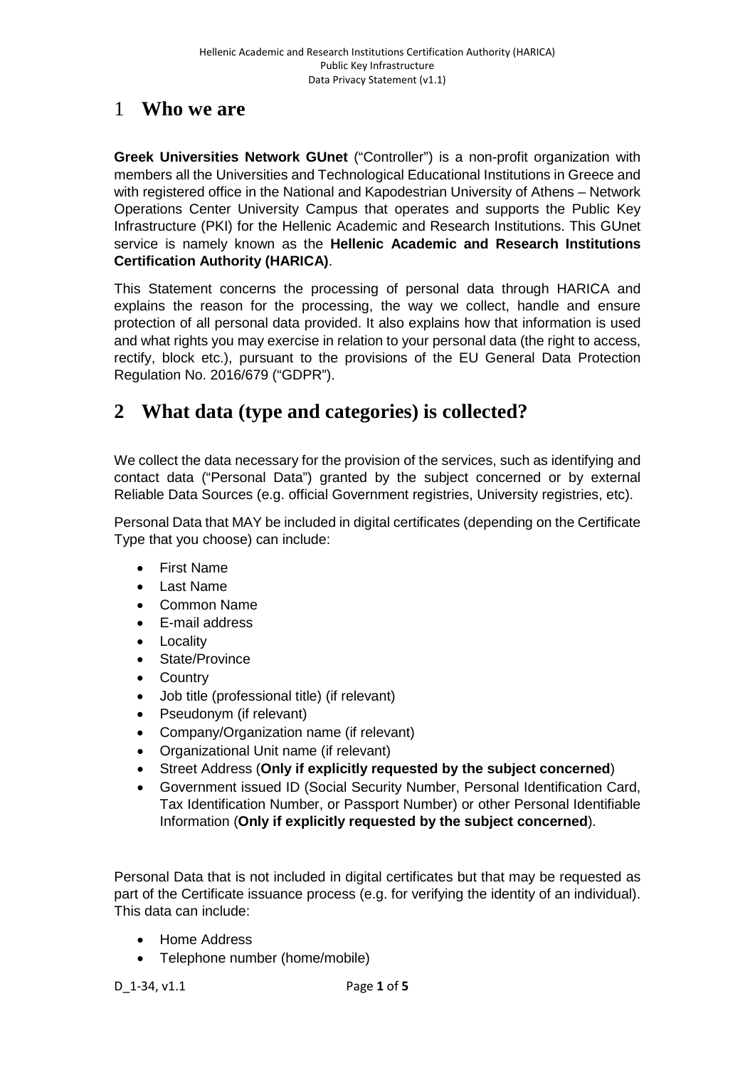# 1 Who we are

**Greek Universities Network GUnet** ("Controller") is a non-profit organization with members all the Universities and Technological Educational Institutions in Greece and with registered office in the National and Kapodestrian University of Athens – Network Operations Center University Campus that operates and supports the Public Key Infrastructure (PKI) for the Hellenic Academic and Research Institutions. This GUnet service is namely known as the **Hellenic Academic and Research Institutions Certification Authority (HARICA)**.

This Statement concerns the processing of personal data through HARICA and explains the reason for the processing, the way we collect, handle and ensure protection of all personal data provided. It also explains how that information is used and what rights you may exercise in relation to your personal data (the right to access, rectify, block etc.), pursuant to the provisions of the EU General Data Protection Regulation No. 2016/679 ("GDPR").

# 2 What data (type and categories) is collected?

We collect the data necessary for the provision of the services, such as identifying and contact data ("Personal Data") granted by the subject concerned or by external Reliable Data Sources (e.g. official Government registries, University registries, etc).

Personal Data that MAY be included in digital certificates (depending on the Certificate Type that you choose) can include:

- First Name
- Last Name
- Common Name
- E-mail address
- Locality
- State/Province
- Country
- Job title (professional title) (if relevant)
- Pseudonym (if relevant)
- Company/Organization name (if relevant)
- Organizational Unit name (if relevant)
- Street Address (**Only if explicitly requested by the subject concerned**)
- Government issued ID (Social Security Number, Personal Identification Card, Tax Identification Number, or Passport Number) or other Personal Identifiable Information (**Only if explicitly requested by the subject concerned**).

Personal Data that is not included in digital certificates but that may be requested as part of the Certificate issuance process (e.g. for verifying the identity of an individual). This data can include:

- Home Address
- Telephone number (home/mobile)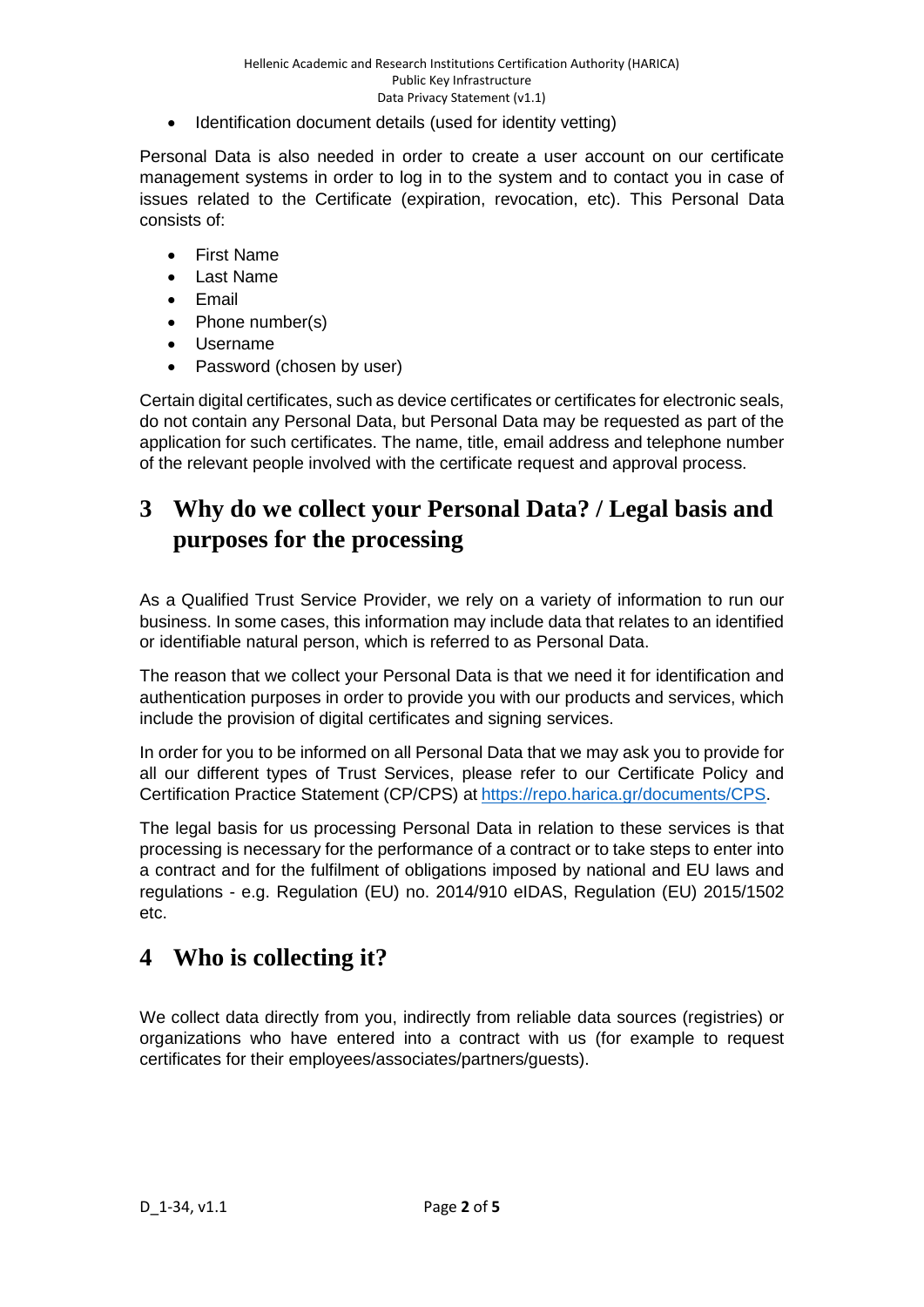- Identification document details (used for identity vetting)

Personal Data is also needed in order to create a user account on our certificate management systems in order to log in to the system and to contact you in case of issues related to the Certificate (expiration, revocation, etc). This Personal Data consists of:

- First Name
- Last Name
- Email
- Phone number(s)
- Username
- Password (chosen by user)

Certain digital certificates, such as device certificates or certificates for electronic seals, do not contain any Personal Data, but Personal Data may be requested as part of the application for such certificates. The name, title, email address and telephone number of the relevant people involved with the certificate request and approval process.

# 3 Why do we collect your Personal Data? / Legal basis and purposes for the processing

As a Qualified Trust Service Provider, we rely on a variety of information to run our business. In some cases, this information may include data that relates to an identified or identifiable natural person, which is referred to as Personal Data.

The reason that we collect your Personal Data is that we need it for identification and authentication purposes in order to provide you with our products and services, which include the provision of digital certificates and signing services.

In order for you to be informed on all Personal Data that we may ask you to provide for all our different types of Trust Services, please refer to our Certificate Policy and Certification Practice Statement (CP/CPS) at https://repo.harica.gr/documents/CPS.

The legal basis for us processing Personal Data in relation to these services is that processing is necessary for the performance of a contract or to take steps to enter into a contract and for the fulfilment of obligations imposed by national and EU laws and regulations - e.g. Regulation (EU) no. 2014/910 eIDAS, Regulation (EU) 2015/1502 etc.

# 4 Who is collecting it?

We collect data directly from you, indirectly from reliable data sources (registries) or organizations who have entered into a contract with us (for example to request certificates for their employees/associates/partners/guests).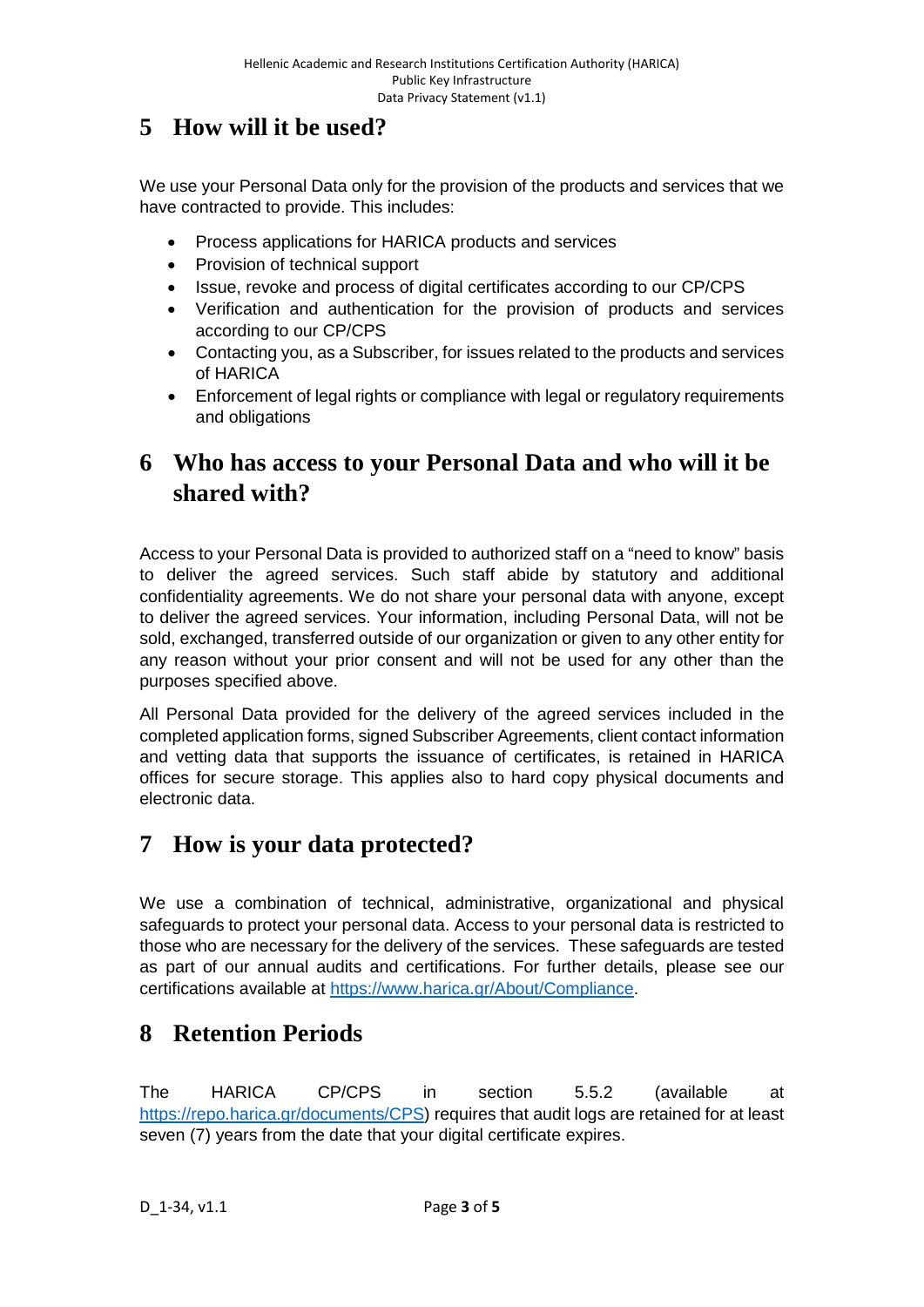# 5 How will it be used?

We use your Personal Data only for the provision of the products and services that we have contracted to provide. This includes:

- Process applications for HARICA products and services
- Provision of technical support
- Issue, revoke and process of digital certificates according to our CP/CPS
- Verification and authentication for the provision of products and services according to our CP/CPS
- Contacting you, as a Subscriber, for issues related to the products and services of HARICA
- Enforcement of legal rights or compliance with legal or regulatory requirements and obligations

# 6 Who has access to your Personal Data and who will it be shared with?

Access to your Personal Data is provided to authorized staff on a "need to know" basis to deliver the agreed services. Such staff abide by statutory and additional confidentiality agreements. We do not share your personal data with anyone, except to deliver the agreed services. Your information, including Personal Data, will not be sold, exchanged, transferred outside of our organization or given to any other entity for any reason without your prior consent and will not be used for any other than the purposes specified above.

All Personal Data provided for the delivery of the agreed services included in the completed application forms, signed Subscriber Agreements, client contact information and vetting data that supports the issuance of certificates, is retained in HARICA offices for secure storage. This applies also to hard copy physical documents and electronic data.

# 7 How is your data protected?

We use a combination of technical, administrative, organizational and physical safeguards to protect your personal data. Access to your personal data is restricted to those who are necessary for the delivery of the services. These safeguards are tested as part of our annual audits and certifications. For further details, please see our certifications available at [https://www.harica.gr/About/Compliance](https://www.harica.gr/About/Compliance).

# 8 Retention Periods

The HARICA CP/CPS in section 5.5.2 (available at [https://repo.harica.gr/documents/CPS](https://repo.harica.gr/documents/CPS)) requires that audit logs are retained for at least seven (7) years from the date that your digital certificate expires.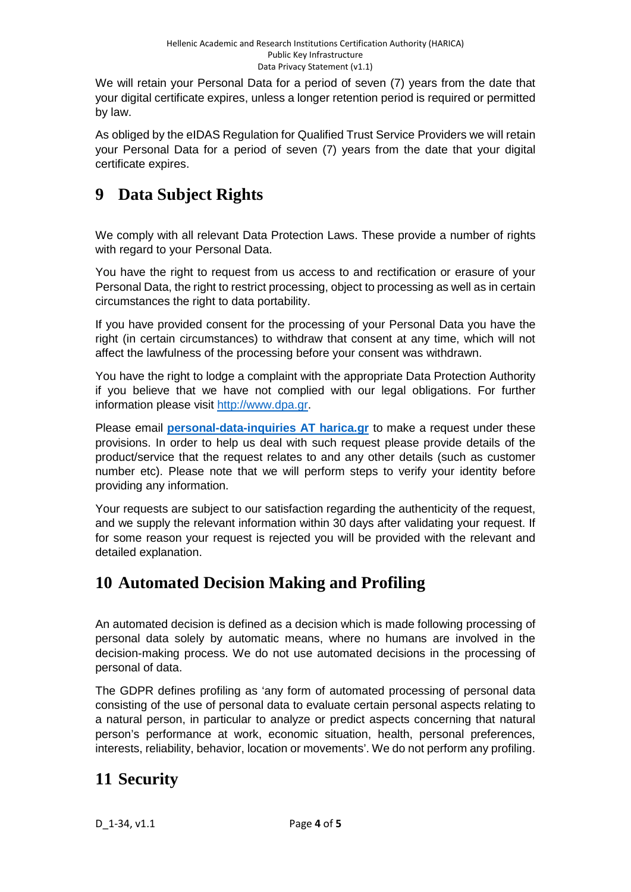We will retain your Personal Data for a period of seven (7) years from the date that your digital certificate expires, unless a longer retention period is required or permitted by law.

As obliged by the eIDAS Regulation for Qualified Trust Service Providers we will retain your Personal Data for a period of seven (7) years from the date that your digital certificate expires.

# 9 Data Subject Rights

We comply with all relevant Data Protection Laws. These provide a number of rights with regard to your Personal Data.

You have the right to request from us access to and rectification or erasure of your Personal Data, the right to restrict processing, object to processing as well as in certain circumstances the right to data portability.

If you have provided consent for the processing of your Personal Data you have the right (in certain circumstances) to withdraw that consent at any time, which will not affect the lawfulness of the processing before your consent was withdrawn.

You have the right to lodge a complaint with the appropriate Data Protection Authority if you believe that we have not complied with our legal obligations. For further information please visit [http://www.dpa.gr](http://www.dpa.gr).

Please email **personal-data-inquiries AT harica.gr** to make a request under these provisions. In order to help us deal with such request please provide details of the product/service that the request relates to and any other details (such as customer number etc). Please note that we will perform steps to verify your identity before providing any information.

Your requests are subject to our satisfaction regarding the authenticity of the request, and we supply the relevant information within 30 days after validating your request. If for some reason your request is rejected you will be provided with the relevant and detailed explanation.

# 10 Automated Decision Making and Profiling

An automated decision is defined as a decision which is made following processing of personal data solely by automatic means, where no humans are involved in the decision-making process. We do not use automated decisions in the processing of personal of data.

The GDPR defines profiling as 'any form of automated processing of personal data consisting of the use of personal data to evaluate certain personal aspects relating to a natural person, in particular to analyze or predict aspects concerning that natural person's performance at work, economic situation, health, personal preferences, interests, reliability, behavior, location or movements'. We do not perform any profiling.

# 11 Security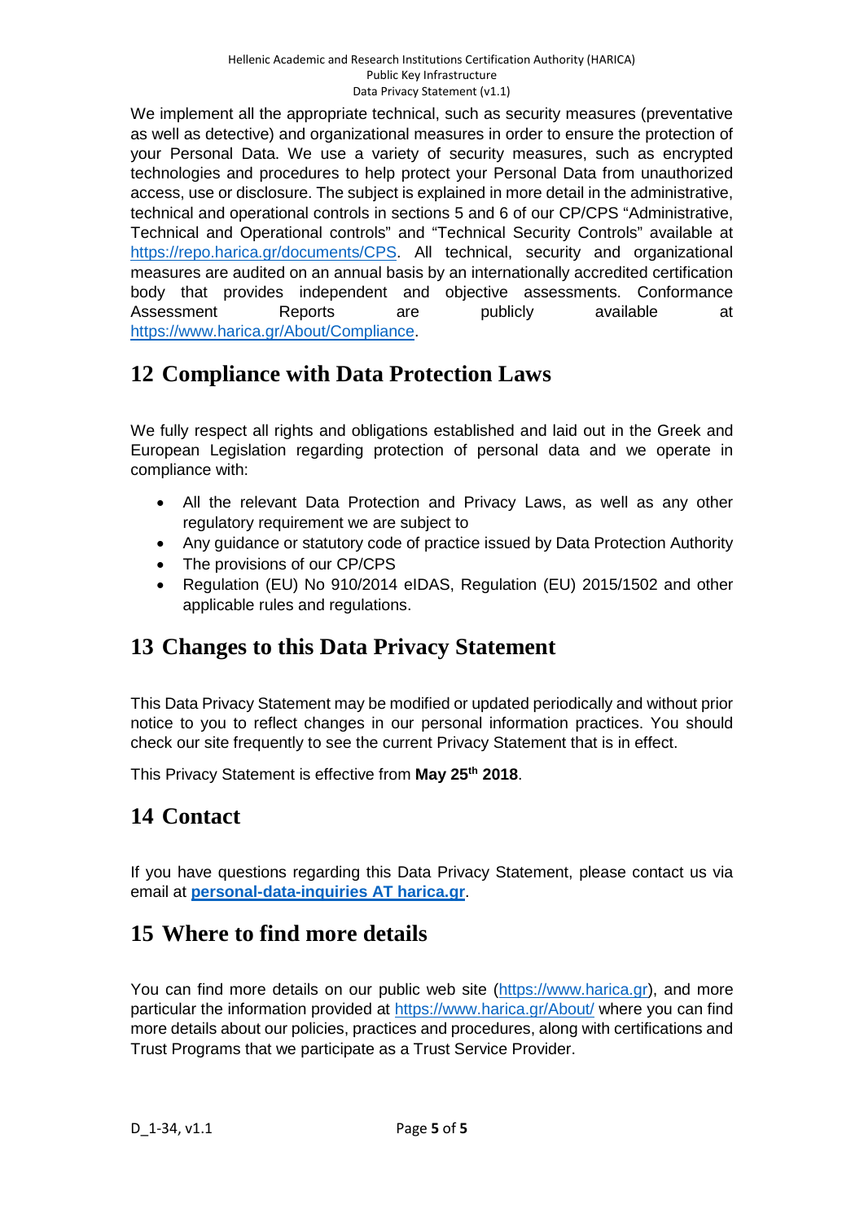We implement all the appropriate technical, such as security measures (preventative as well as detective) and organizational measures in order to ensure the protection of your Personal Data. We use a variety of security measures, such as encrypted technologies and procedures to help protect your Personal Data from unauthorized access, use or disclosure. The subject is explained in more detail in the administrative, technical and operational controls in sections 5 and 6 of our CP/CPS "Administrative, Technical and Operational controls" and "Technical Security Controls" available at https://repo.harica.gr/documents/CPS. All technical, security and organizational measures are audited on an annual basis by an internationally accredited certification body that provides independent and objective assessments. Conformance Assessment Reports are publicly available at https://www.harica.gr/About/Compliance.

# 12 Compliance with Data Protection Laws

We fully respect all rights and obligations established and laid out in the Greek and European Legislation regarding protection of personal data and we operate in compliance with:

- All the relevant Data Protection and Privacy Laws, as well as any other regulatory requirement we are subject to
- Any guidance or statutory code of practice issued by Data Protection Authority
- The provisions of our CP/CPS
- Regulation (EU) No 910/2014 eIDAS, Regulation (EU) 2015/1502 and other applicable rules and regulations.

# 13 Changes to this Data Privacy Statement

This Data Privacy Statement may be modified or updated periodically and without prior notice to you to reflect changes in our personal information practices. You should check our site frequently to see the current Privacy Statement that is in effect.

This Privacy Statement is effective from **May 25th 2018**.

# 14 Contact

If you have questions regarding this Data Privacy Statement, please contact us via email at **personal-data-inquiries AT harica.gr**.

# 15 Where to find more details

You can find more details on our public web site (https://www.harica.gr), and more particular the information provided at https://www.harica.gr/About/ where you can find more details about our policies, practices and procedures, along with certifications and Trust Programs that we participate as a Trust Service Provider.